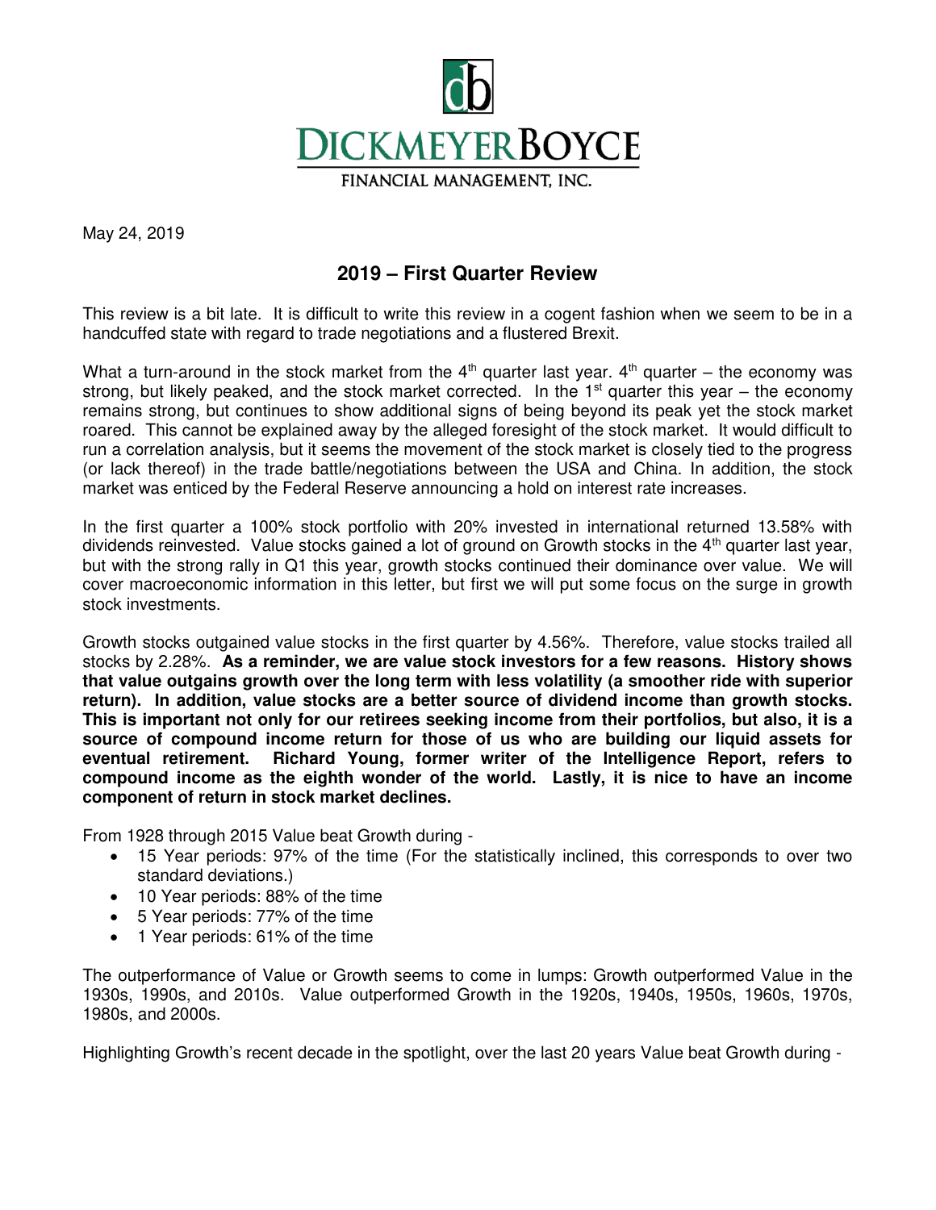# DICKMEYERBOYCE

FINANCIAL MANAGEMENT, INC.

May 24, 2019

## 2019 – First Quarter Review

This review is a bit late. It is difficult to write this review in a cogent fashion when we seem to be in a handcuffed state with regard to trade negotiations and a flustered Brexit.

What a turn-around in the stock market from the 4th quarter last year. 4th quarter – the economy was strong, but likely peaked, and the stock market corrected. In the 1st quarter this year – the economy remains strong, but continues to show additional signs of being beyond its peak yet the stock market roared. This cannot be explained away by the alleged foresight of the stock market. It would difficult to run a correlation analysis, but it seems the movement of the stock market is closely tied to the progress (or lack thereof) in the trade battle/negotiations between the USA and China. In addition, the stock market was enticed by the Federal Reserve announcing a hold on interest rate increases.

In the first quarter a 100% stock portfolio with 20% invested in international returned 13.58% with dividends reinvested. Value stocks gained a lot of ground on Growth stocks in the 4th quarter last year, but with the strong rally in Q1 this year, growth stocks continued their dominance over value. We will cover macroeconomic information in this letter, but first we will put some focus on the surge in growth stock investments.

Growth stocks outgained value stocks in the first quarter by 4.56%. Therefore, value stocks trailed all stocks by 2.28%. **As a reminder, we are value stock investors for a few reasons. History shows that value outgains growth over the long term with less volatility (a smoother ride with superior return). In addition, value stocks are a better source of dividend income than growth stocks. This is important not only for our retirees seeking income from their portfolios, but also, it is a source of compound income return for those of us who are building our liquid assets for eventual retirement. Richard Young, former writer of the Intelligence Report, refers to compound income as the eighth wonder of the world. Lastly, it is nice to have an income component of return in stock market declines.**

From 1928 through 2015 Value beat Growth during -

- 15 Year periods: 97% of the time (For the statistically inclined, this corresponds to over two standard deviations.)
- 10 Year periods: 88% of the time
- 5 Year periods: 77% of the time
- 1 Year periods: 61% of the time

The outperformance of Value or Growth seems to come in lumps: Growth outperformed Value in the 1930s, 1990s, and 2010s. Value outperformed Growth in the 1920s, 1940s, 1950s, 1960s, 1970s, 1980s, and 2000s.

Highlighting Growth's recent decade in the spotlight, over the last 20 years Value beat Growth during -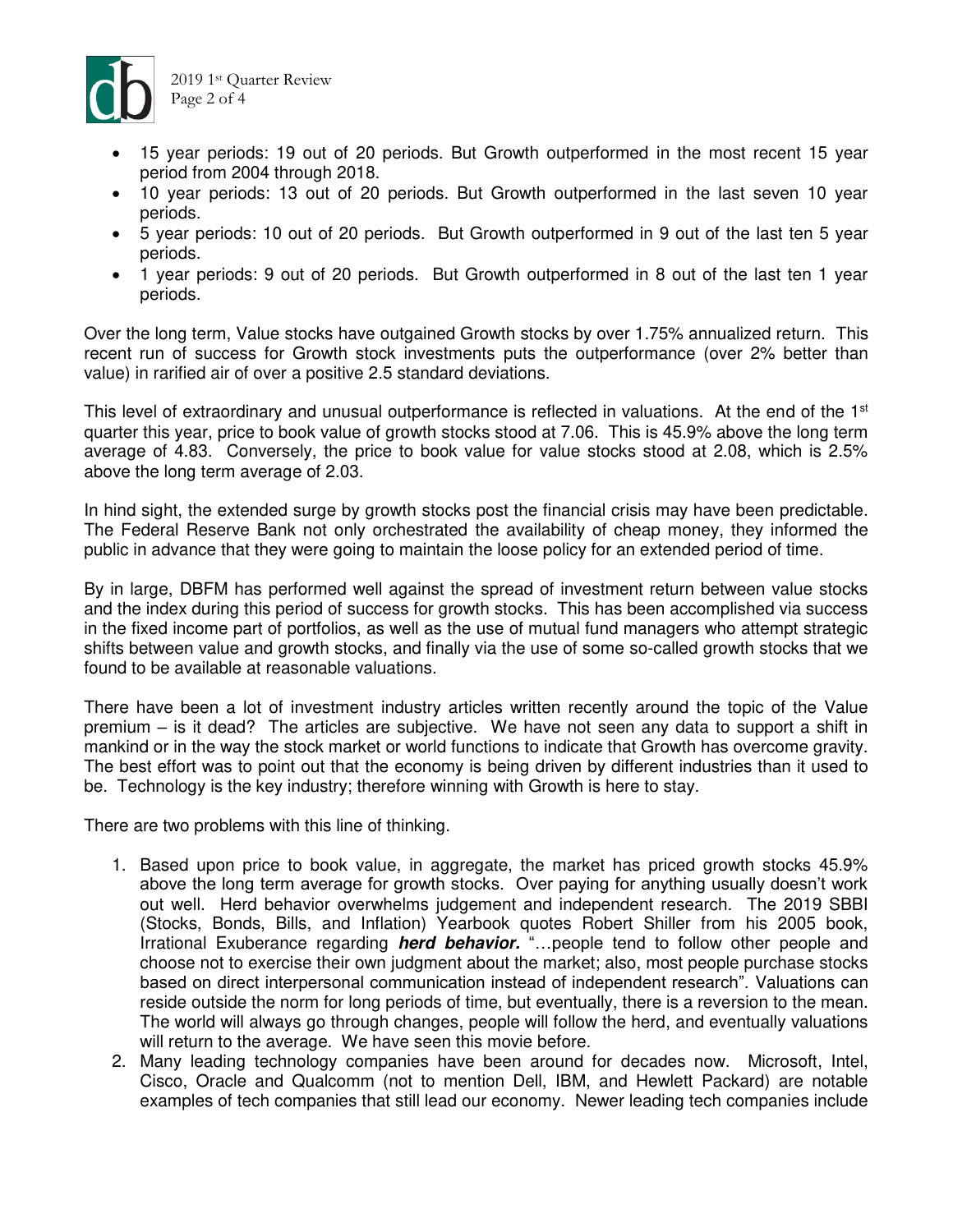- 15 year periods: 19 out of 20 periods. But Growth outperformed in the most recent 15 year period from 2004 through 2018.
- 10 year periods: 13 out of 20 periods. But Growth outperformed in the last seven 10 year periods.
- 5 year periods: 10 out of 20 periods. But Growth outperformed in 9 out of the last ten 5 year periods.
- 1 year periods: 9 out of 20 periods. But Growth outperformed in 8 out of the last ten 1 year periods.

Over the long term, Value stocks have outgained Growth stocks by over 1.75% annualized return. This recent run of success for Growth stock investments puts the outperformance (over 2% better than value) in rarified air of over a positive 2.5 standard deviations.

This level of extraordinary and unusual outperformance is reflected in valuations. At the end of the 1st quarter this year, price to book value of growth stocks stood at 7.06. This is 45.9% above the long term average of 4.83. Conversely, the price to book value for value stocks stood at 2.08, which is 2.5% above the long term average of 2.03.

In hind sight, the extended surge by growth stocks post the financial crisis may have been predictable. The Federal Reserve Bank not only orchestrated the availability of cheap money, they informed the public in advance that they were going to maintain the loose policy for an extended period of time.

By in large, DBFM has performed well against the spread of investment return between value stocks and the index during this period of success for growth stocks. This has been accomplished via success in the fixed income part of portfolios, as well as the use of mutual fund managers who attempt strategic shifts between value and growth stocks, and finally via the use of some so-called growth stocks that we found to be available at reasonable valuations.

There have been a lot of investment industry articles written recently around the topic of the Value premium – is it dead? The articles are subjective. We have not seen any data to support a shift in mankind or in the way the stock market or world functions to indicate that Growth has overcome gravity. The best effort was to point out that the economy is being driven by different industries than it used to be. Technology is the key industry; therefore winning with Growth is here to stay.

There are two problems with this line of thinking.

1. Based upon price to book value, in aggregate, the market has priced growth stocks 45.9% above the long term average for growth stocks. Over paying for anything usually doesn't work out well. Herd behavior overwhelms judgement and independent research. The 2019 SBBI (Stocks, Bonds, Bills, and Inflation) Yearbook quotes Robert Shiller from his 2005 book, Irrational Exuberance regarding ***herd behavior.*** "…people tend to follow other people and choose not to exercise their own judgment about the market; also, most people purchase stocks based on direct interpersonal communication instead of independent research". Valuations can reside outside the norm for long periods of time, but eventually, there is a reversion to the mean. The world will always go through changes, people will follow the herd, and eventually valuations will return to the average. We have seen this movie before.
2. Many leading technology companies have been around for decades now. Microsoft, Intel, Cisco, Oracle and Qualcomm (not to mention Dell, IBM, and Hewlett Packard) are notable examples of tech companies that still lead our economy. Newer leading tech companies include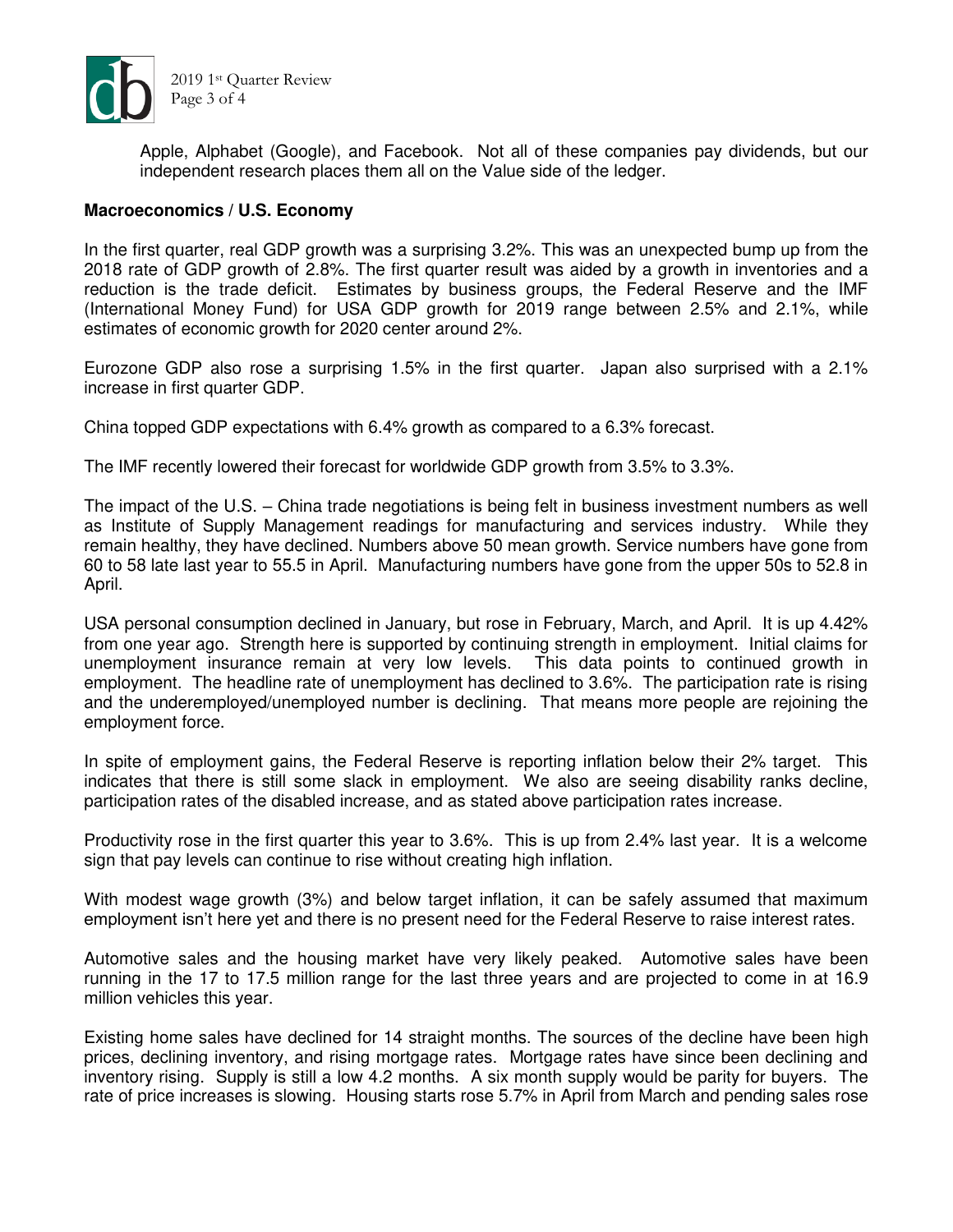Apple, Alphabet (Google), and Facebook. Not all of these companies pay dividends, but our independent research places them all on the Value side of the ledger.

**Macroeconomics / U.S. Economy**

In the first quarter, real GDP growth was a surprising 3.2%. This was an unexpected bump up from the 2018 rate of GDP growth of 2.8%. The first quarter result was aided by a growth in inventories and a reduction is the trade deficit. Estimates by business groups, the Federal Reserve and the IMF (International Money Fund) for USA GDP growth for 2019 range between 2.5% and 2.1%, while estimates of economic growth for 2020 center around 2%.

Eurozone GDP also rose a surprising 1.5% in the first quarter. Japan also surprised with a 2.1% increase in first quarter GDP.

China topped GDP expectations with 6.4% growth as compared to a 6.3% forecast.

The IMF recently lowered their forecast for worldwide GDP growth from 3.5% to 3.3%.

The impact of the U.S. – China trade negotiations is being felt in business investment numbers as well as Institute of Supply Management readings for manufacturing and services industry. While they remain healthy, they have declined. Numbers above 50 mean growth. Service numbers have gone from 60 to 58 late last year to 55.5 in April. Manufacturing numbers have gone from the upper 50s to 52.8 in April.

USA personal consumption declined in January, but rose in February, March, and April. It is up 4.42% from one year ago. Strength here is supported by continuing strength in employment. Initial claims for unemployment insurance remain at very low levels. This data points to continued growth in employment. The headline rate of unemployment has declined to 3.6%. The participation rate is rising and the underemployed/unemployed number is declining. That means more people are rejoining the employment force.

In spite of employment gains, the Federal Reserve is reporting inflation below their 2% target. This indicates that there is still some slack in employment. We also are seeing disability ranks decline, participation rates of the disabled increase, and as stated above participation rates increase.

Productivity rose in the first quarter this year to 3.6%. This is up from 2.4% last year. It is a welcome sign that pay levels can continue to rise without creating high inflation.

With modest wage growth (3%) and below target inflation, it can be safely assumed that maximum employment isn't here yet and there is no present need for the Federal Reserve to raise interest rates.

Automotive sales and the housing market have very likely peaked. Automotive sales have been running in the 17 to 17.5 million range for the last three years and are projected to come in at 16.9 million vehicles this year.

Existing home sales have declined for 14 straight months. The sources of the decline have been high prices, declining inventory, and rising mortgage rates. Mortgage rates have since been declining and inventory rising. Supply is still a low 4.2 months. A six month supply would be parity for buyers. The rate of price increases is slowing. Housing starts rose 5.7% in April from March and pending sales rose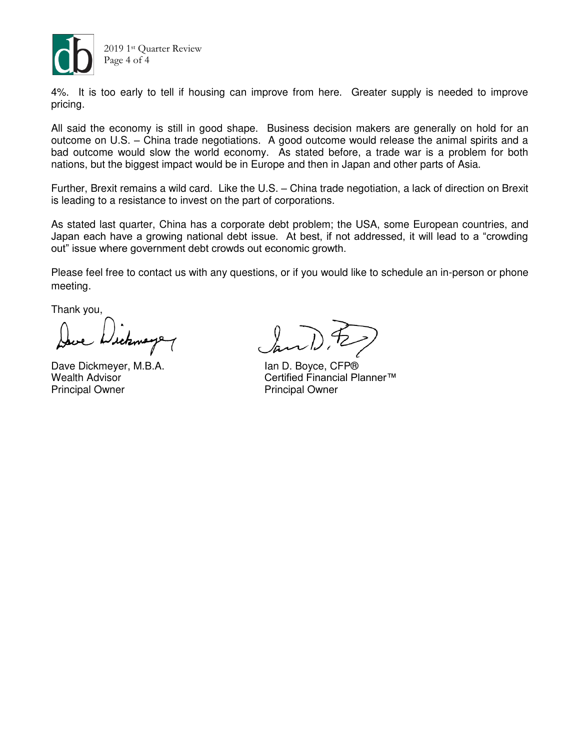4%. It is too early to tell if housing can improve from here. Greater supply is needed to improve pricing.

All said the economy is still in good shape. Business decision makers are generally on hold for an outcome on U.S. – China trade negotiations. A good outcome would release the animal spirits and a bad outcome would slow the world economy. As stated before, a trade war is a problem for both nations, but the biggest impact would be in Europe and then in Japan and other parts of Asia.

Further, Brexit remains a wild card. Like the U.S. – China trade negotiation, a lack of direction on Brexit is leading to a resistance to invest on the part of corporations.

As stated last quarter, China has a corporate debt problem; the USA, some European countries, and Japan each have a growing national debt issue. At best, if not addressed, it will lead to a "crowding out" issue where government debt crowds out economic growth.

Please feel free to contact us with any questions, or if you would like to schedule an in-person or phone meeting.

Thank you,

Dave Dickmeyer, M.B.A.
Wealth Advisor
Principal Owner

Ian D. Boyce, CFP®
Certified Financial Planner™
Principal Owner